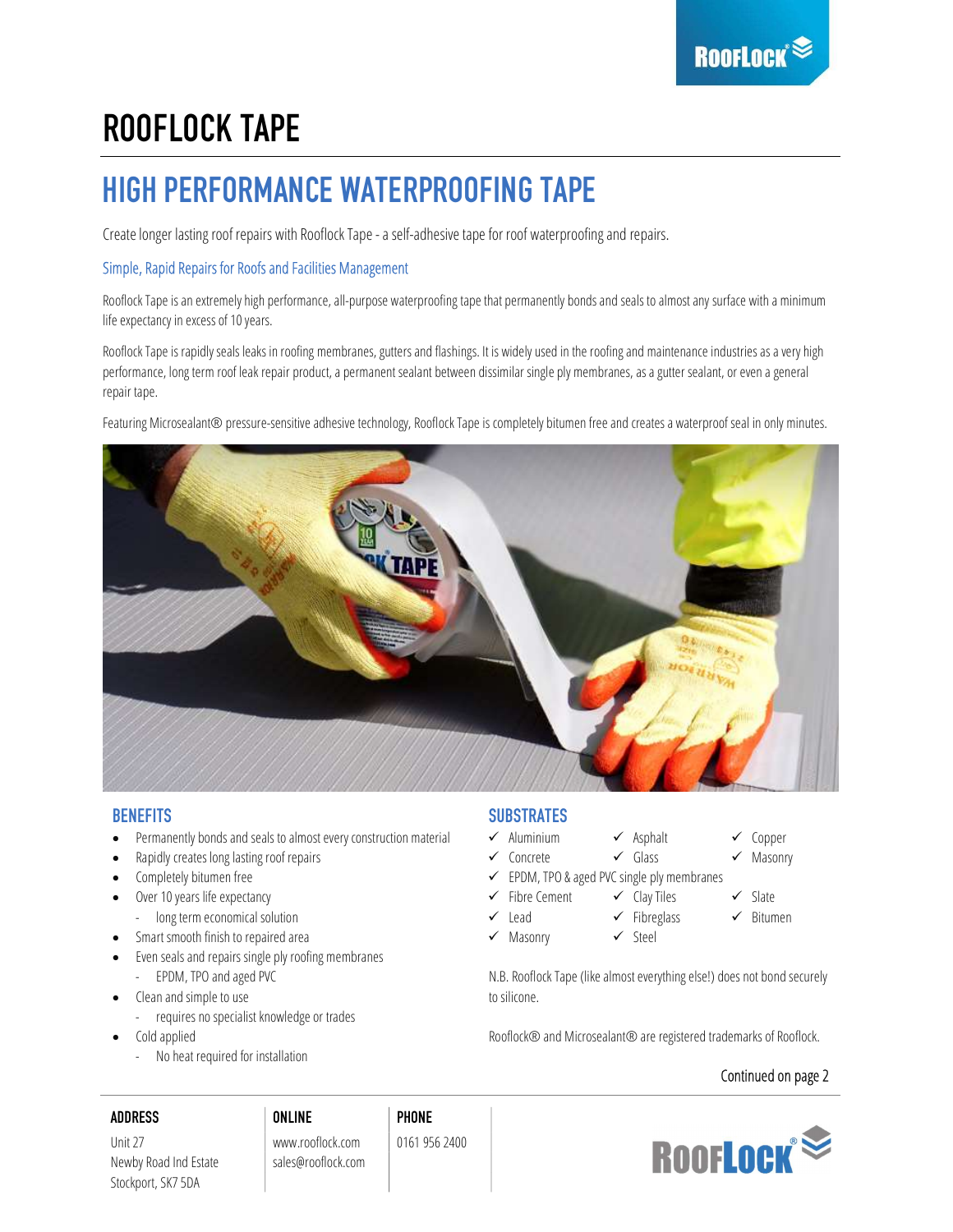# ROOFLOCK TAPE

## HIGH PERFORMANCE WATERPROOFING TAPE

Create longer lasting roof repairs with Rooflock Tape - a self-adhesive tape for roof waterproofing and repairs.

### Simple, Rapid Repairs for Roofs and Facilities Management

Rooflock Tape is an extremely high performance, all-purpose waterproofing tape that permanently bonds and seals to almost any surface with a minimum life expectancy in excess of 10 years.

Rooflock Tape is rapidly seals leaks in roofing membranes, gutters and flashings. It is widely used in the roofing and maintenance industries as a very high performance, long term roof leak repair product, a permanent sealant between dissimilar single ply membranes, as a gutter sealant, or even a general repair tape.

Featuring Microsealant® pressure-sensitive adhesive technology, Rooflock Tape is completely bitumen free and creates a waterproof seal in only minutes.

### BENEFITS

- Permanently bonds and seals to almost every construction material
- Rapidly creates long lasting roof repairs
- Completely bitumen free
- Over 10 years life expectancy
  - long term economical solution
- Smart smooth finish to repaired area
- Even seals and repairs single ply roofing membranes
  - EPDM, TPO and aged PVC
- Clean and simple to use
  - requires no specialist knowledge or trades
- Cold applied
  - No heat required for installation

### SUBSTRATES

- ✓ Aluminium
- ✓ Asphalt
- ✓ Copper
- ✓ Concrete
- ✓ Glass
- ✓ Masonry
- ✓ EPDM, TPO & aged PVC single ply membranes
- ✓ Fibre Cement
- ✓ Clay Tiles
- ✓ Slate
- ✓ Lead
- ✓ Fibreglass
- ✓ Bitumen
- ✓ Masonry
- ✓ Steel

N.B. Rooflock Tape (like almost everything else!) does not bond securely to silicone.

Rooflock® and Microsealant® are registered trademarks of Rooflock.

Continued on page 2

**ADDRESS**
Unit 27
Newby Road Ind Estate
Stockport, SK7 5DA

**ONLINE**
www.rooflock.com
sales@rooflock.com

**PHONE**
0161 956 2400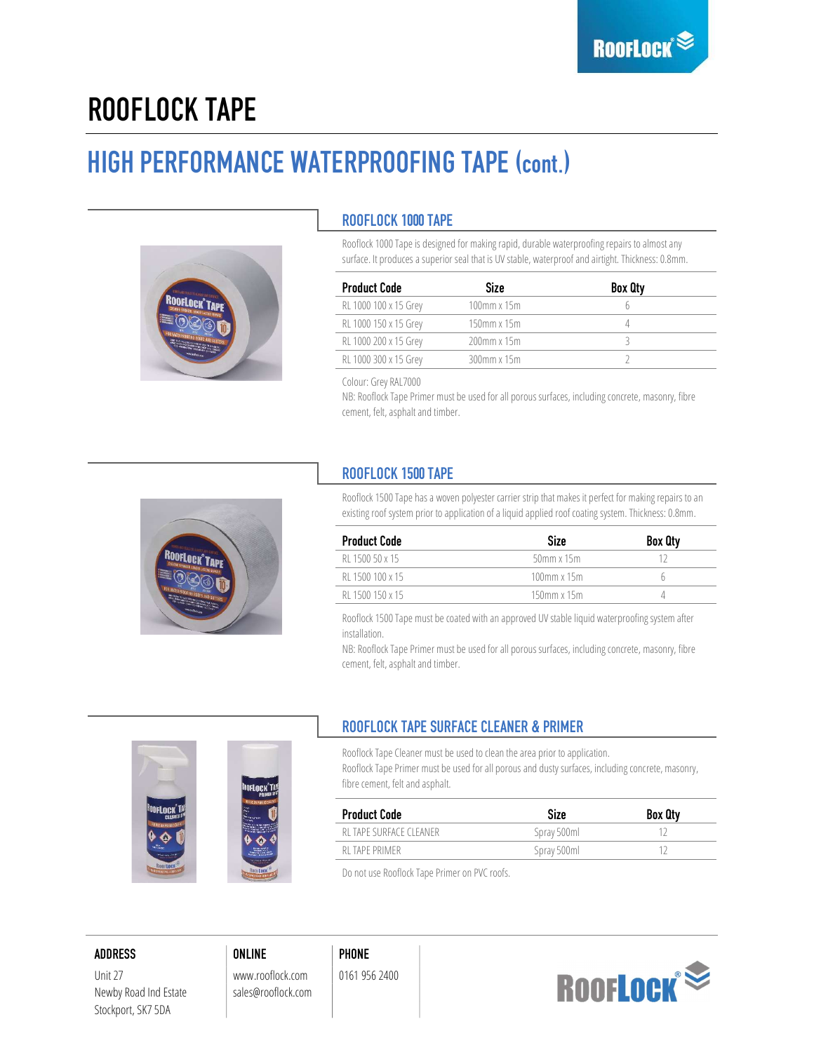# ROOFLOCK TAPE

## HIGH PERFORMANCE WATERPROOFING TAPE (cont.)

### ROOFLOCK 1000 TAPE

Rooflock 1000 Tape is designed for making rapid, durable waterproofing repairs to almost any surface. It produces a superior seal that is UV stable, waterproof and airtight. Thickness: 0.8mm.

| Product Code | Size | Box Qty |
|---|---|---|
| RL 1000 100 x 15 Grey | 100mm x 15m | 6 |
| RL 1000 150 x 15 Grey | 150mm x 15m | 4 |
| RL 1000 200 x 15 Grey | 200mm x 15m | 3 |
| RL 1000 300 x 15 Grey | 300mm x 15m | 2 |

Colour: Grey RAL7000

NB: Rooflock Tape Primer must be used for all porous surfaces, including concrete, masonry, fibre cement, felt, asphalt and timber.

### ROOFLOCK 1500 TAPE

Rooflock 1500 Tape has a woven polyester carrier strip that makes it perfect for making repairs to an existing roof system prior to application of a liquid applied roof coating system. Thickness: 0.8mm.

| Product Code | Size | Box Qty |
|---|---|---|
| RL 1500 50 x 15 | 50mm x 15m | 12 |
| RL 1500 100 x 15 | 100mm x 15m | 6 |
| RL 1500 150 x 15 | 150mm x 15m | 4 |

Rooflock 1500 Tape must be coated with an approved UV stable liquid waterproofing system after installation.

NB: Rooflock Tape Primer must be used for all porous surfaces, including concrete, masonry, fibre cement, felt, asphalt and timber.

### ROOFLOCK TAPE SURFACE CLEANER & PRIMER

Rooflock Tape Cleaner must be used to clean the area prior to application.

Rooflock Tape Primer must be used for all porous and dusty surfaces, including concrete, masonry, fibre cement, felt and asphalt.

| Product Code | Size | Box Qty |
|---|---|---|
| RL TAPE SURFACE CLEANER | Spray 500ml | 12 |
| RL TAPE PRIMER | Spray 500ml | 12 |

Do not use Rooflock Tape Primer on PVC roofs.

**ADDRESS**
Unit 27
Newby Road Ind Estate
Stockport, SK7 5DA

**ONLINE**
www.rooflock.com
sales@rooflock.com

**PHONE**
0161 956 2400